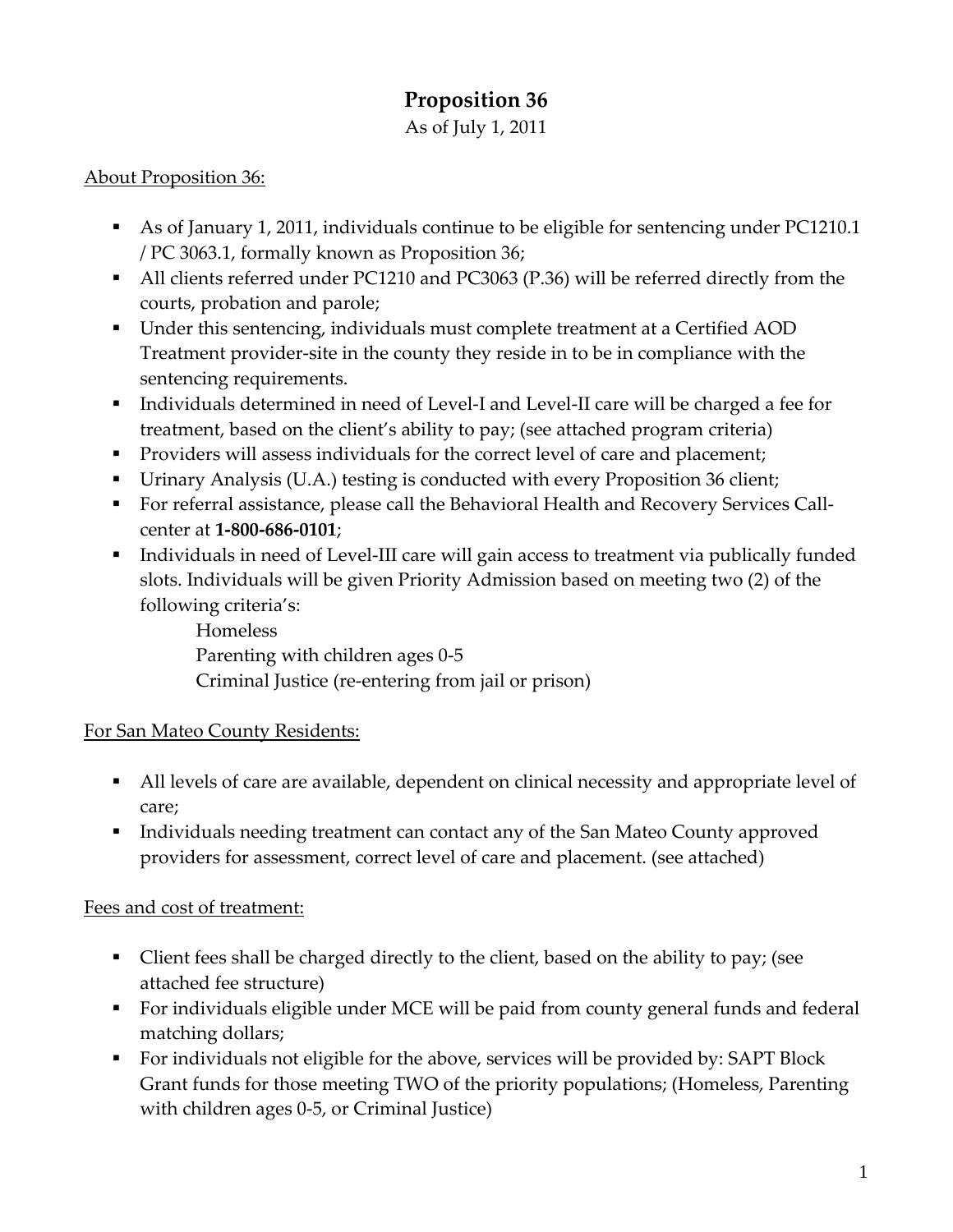# Proposition 36

As of July 1, 2011

About Proposition 36:

- As of January 1, 2011, individuals continue to be eligible for sentencing under PC1210.1 / PC 3063.1, formally known as Proposition 36;
- All clients referred under PC1210 and PC3063 (P.36) will be referred directly from the courts, probation and parole;
- Under this sentencing, individuals must complete treatment at a Certified AOD Treatment provider-site in the county they reside in to be in compliance with the sentencing requirements.
- Individuals determined in need of Level-I and Level-II care will be charged a fee for treatment, based on the client's ability to pay; (see attached program criteria)
- Providers will assess individuals for the correct level of care and placement;
- Urinary Analysis (U.A.) testing is conducted with every Proposition 36 client;
- For referral assistance, please call the Behavioral Health and Recovery Services Call-center at **1-800-686-0101**;
- Individuals in need of Level-III care will gain access to treatment via publically funded slots. Individuals will be given Priority Admission based on meeting two (2) of the following criteria's:
  - Homeless
  - Parenting with children ages 0-5
  - Criminal Justice (re-entering from jail or prison)

For San Mateo County Residents:

- All levels of care are available, dependent on clinical necessity and appropriate level of care;
- Individuals needing treatment can contact any of the San Mateo County approved providers for assessment, correct level of care and placement. (see attached)

Fees and cost of treatment:

- Client fees shall be charged directly to the client, based on the ability to pay; (see attached fee structure)
- For individuals eligible under MCE will be paid from county general funds and federal matching dollars;
- For individuals not eligible for the above, services will be provided by: SAPT Block Grant funds for those meeting TWO of the priority populations; (Homeless, Parenting with children ages 0-5, or Criminal Justice)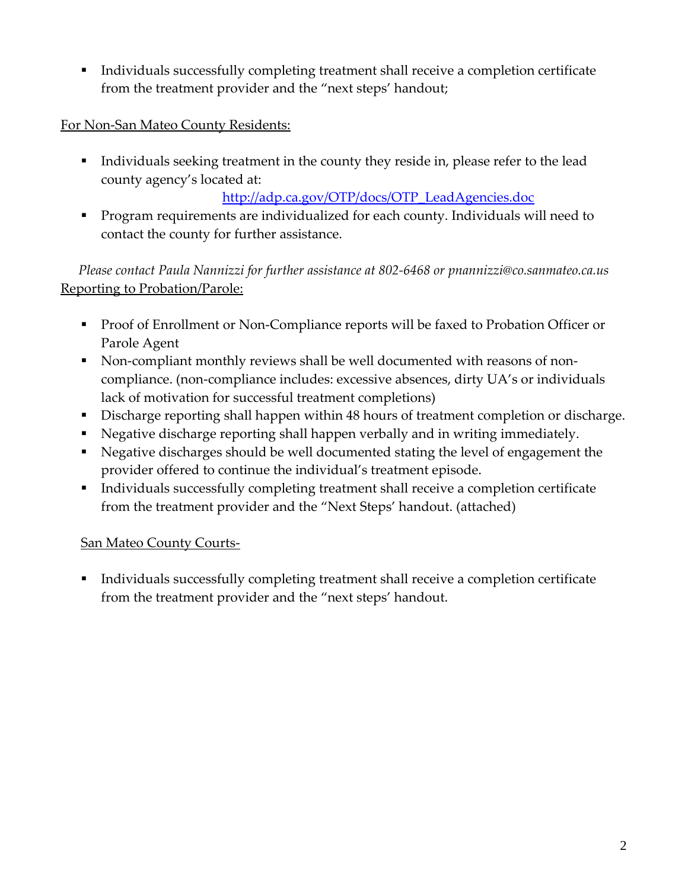- Individuals successfully completing treatment shall receive a completion certificate from the treatment provider and the "next steps' handout;

For Non-San Mateo County Residents:

- Individuals seeking treatment in the county they reside in, please refer to the lead county agency's located at: [http://adp.ca.gov/OTP/docs/OTP_LeadAgencies.doc](http://adp.ca.gov/OTP/docs/OTP_LeadAgencies.doc)
- Program requirements are individualized for each county. Individuals will need to contact the county for further assistance.

*Please contact Paula Nannizzi for further assistance at 802-6468 or pnannizzi@co.sanmateo.ca.us*

Reporting to Probation/Parole:

- Proof of Enrollment or Non-Compliance reports will be faxed to Probation Officer or Parole Agent
- Non-compliant monthly reviews shall be well documented with reasons of non-compliance. (non-compliance includes: excessive absences, dirty UA's or individuals lack of motivation for successful treatment completions)
- Discharge reporting shall happen within 48 hours of treatment completion or discharge.
- Negative discharge reporting shall happen verbally and in writing immediately.
- Negative discharges should be well documented stating the level of engagement the provider offered to continue the individual's treatment episode.
- Individuals successfully completing treatment shall receive a completion certificate from the treatment provider and the "Next Steps' handout. (attached)

San Mateo County Courts-

- Individuals successfully completing treatment shall receive a completion certificate from the treatment provider and the "next steps' handout.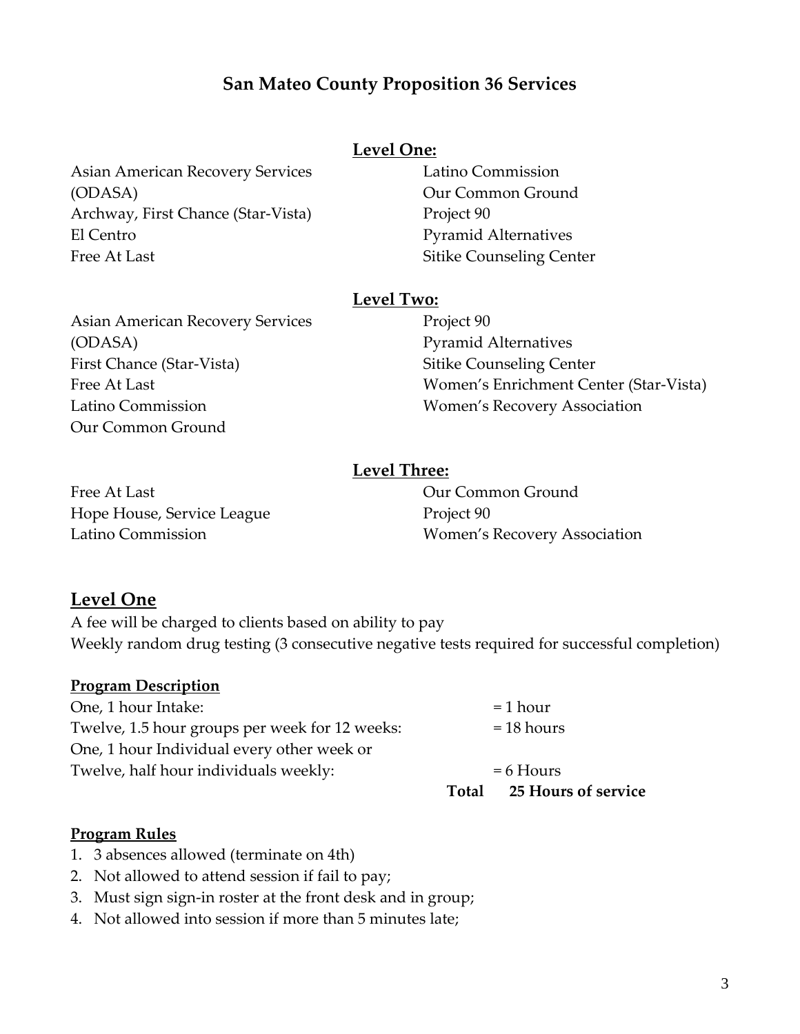# San Mateo County Proposition 36 Services

## Level One:

Asian American Recovery Services (ODASA)
Archway, First Chance (Star-Vista)
El Centro
Free At Last
Latino Commission
Our Common Ground
Project 90
Pyramid Alternatives
Sitike Counseling Center

## Level Two:

Asian American Recovery Services (ODASA)
First Chance (Star-Vista)
Free At Last
Latino Commission
Our Common Ground
Project 90
Pyramid Alternatives
Sitike Counseling Center
Women's Enrichment Center (Star-Vista)
Women's Recovery Association

## Level Three:

Free At Last
Hope House, Service League
Latino Commission
Our Common Ground
Project 90
Women's Recovery Association

## Level One

A fee will be charged to clients based on ability to pay
Weekly random drug testing (3 consecutive negative tests required for successful completion)

### Program Description

| | |
|---|---|
| One, 1 hour Intake: | = 1 hour |
| Twelve, 1.5 hour groups per week for 12 weeks: | = 18 hours |
| One, 1 hour Individual every other week or Twelve, half hour individuals weekly: | = 6 Hours |
| **Total** | **25 Hours of service** |

### Program Rules

1. 3 absences allowed (terminate on 4th)
2. Not allowed to attend session if fail to pay;
3. Must sign sign-in roster at the front desk and in group;
4. Not allowed into session if more than 5 minutes late;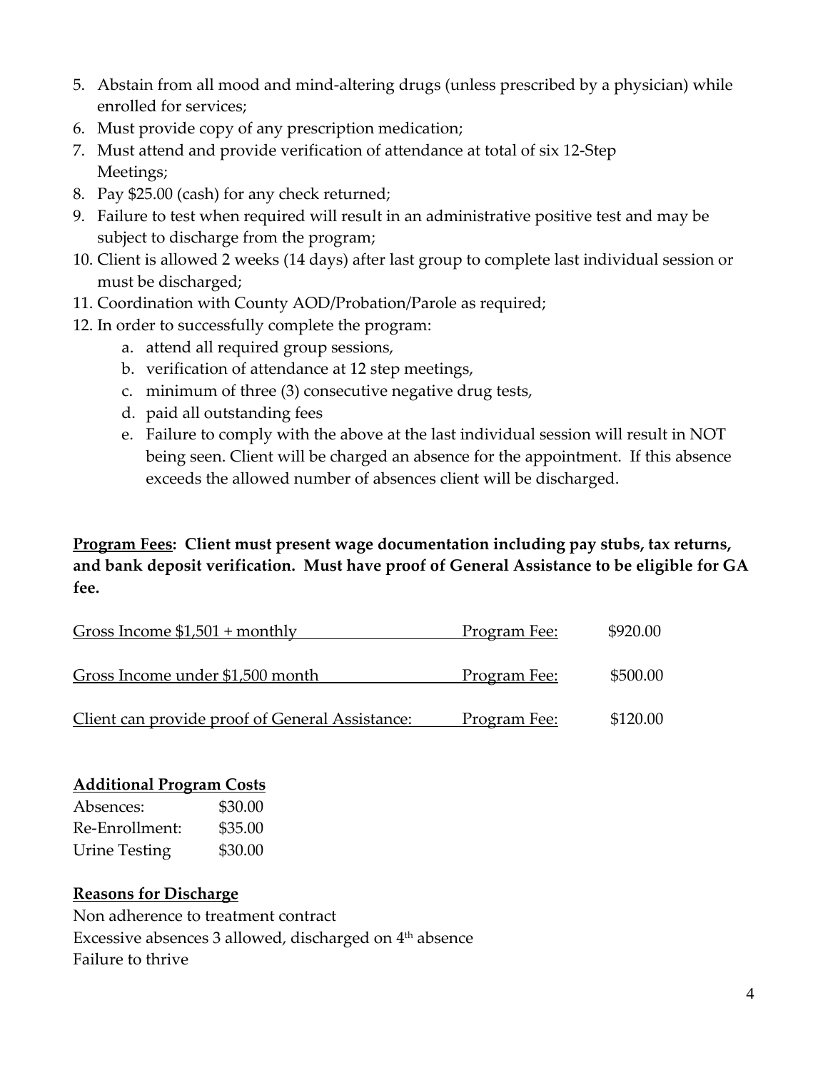5. Abstain from all mood and mind-altering drugs (unless prescribed by a physician) while enrolled for services;
6. Must provide copy of any prescription medication;
7. Must attend and provide verification of attendance at total of six 12-Step Meetings;
8. Pay $25.00 (cash) for any check returned;
9. Failure to test when required will result in an administrative positive test and may be subject to discharge from the program;
10. Client is allowed 2 weeks (14 days) after last group to complete last individual session or must be discharged;
11. Coordination with County AOD/Probation/Parole as required;
12. In order to successfully complete the program:
    a. attend all required group sessions,
    b. verification of attendance at 12 step meetings,
    c. minimum of three (3) consecutive negative drug tests,
    d. paid all outstanding fees
    e. Failure to comply with the above at the last individual session will result in NOT being seen. Client will be charged an absence for the appointment. If this absence exceeds the allowed number of absences client will be discharged.

**Program Fees: Client must present wage documentation including pay stubs, tax returns, and bank deposit verification. Must have proof of General Assistance to be eligible for GA fee.**

| | | |
|---|---|---|
| Gross Income $1,501 + monthly | Program Fee: | $920.00 |
| Gross Income under $1,500 month | Program Fee: | $500.00 |
| Client can provide proof of General Assistance: | Program Fee: | $120.00 |

**Additional Program Costs**

| | |
|---|---|
| Absences: | $30.00 |
| Re-Enrollment: | $35.00 |
| Urine Testing | $30.00 |

**Reasons for Discharge**

Non adherence to treatment contract
Excessive absences 3 allowed, discharged on 4th absence
Failure to thrive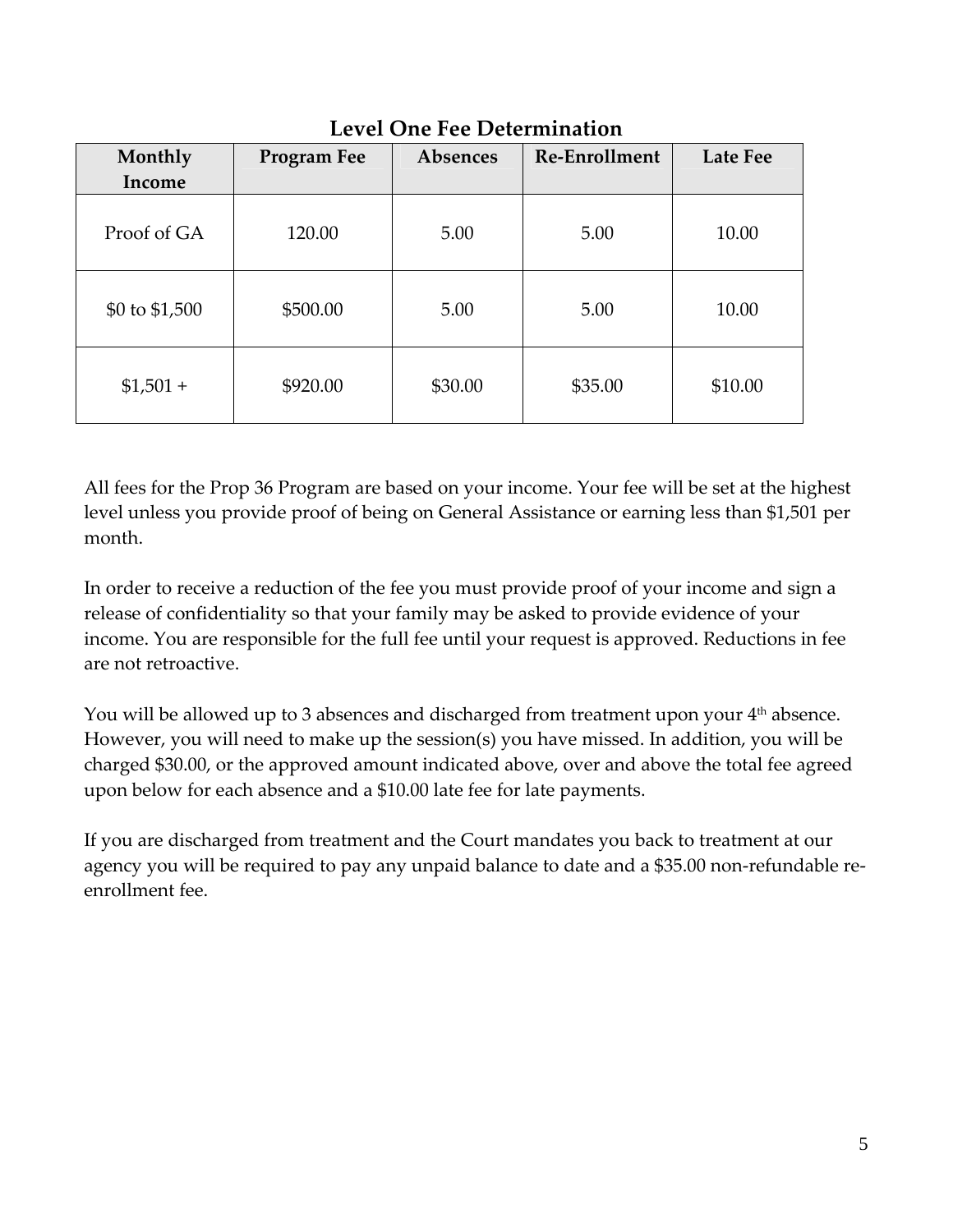## Level One Fee Determination

| Monthly Income | Program Fee | Absences | Re-Enrollment | Late Fee |
|---|---|---|---|---|
| Proof of GA | 120.00 | 5.00 | 5.00 | 10.00 |
| $0 to $1,500 | $500.00 | 5.00 | 5.00 | 10.00 |
| $1,501 + | $920.00 | $30.00 | $35.00 | $10.00 |

All fees for the Prop 36 Program are based on your income. Your fee will be set at the highest level unless you provide proof of being on General Assistance or earning less than $1,501 per month.

In order to receive a reduction of the fee you must provide proof of your income and sign a release of confidentiality so that your family may be asked to provide evidence of your income. You are responsible for the full fee until your request is approved. Reductions in fee are not retroactive.

You will be allowed up to 3 absences and discharged from treatment upon your 4th absence. However, you will need to make up the session(s) you have missed. In addition, you will be charged $30.00, or the approved amount indicated above, over and above the total fee agreed upon below for each absence and a $10.00 late fee for late payments.

If you are discharged from treatment and the Court mandates you back to treatment at our agency you will be required to pay any unpaid balance to date and a $35.00 non-refundable re-enrollment fee.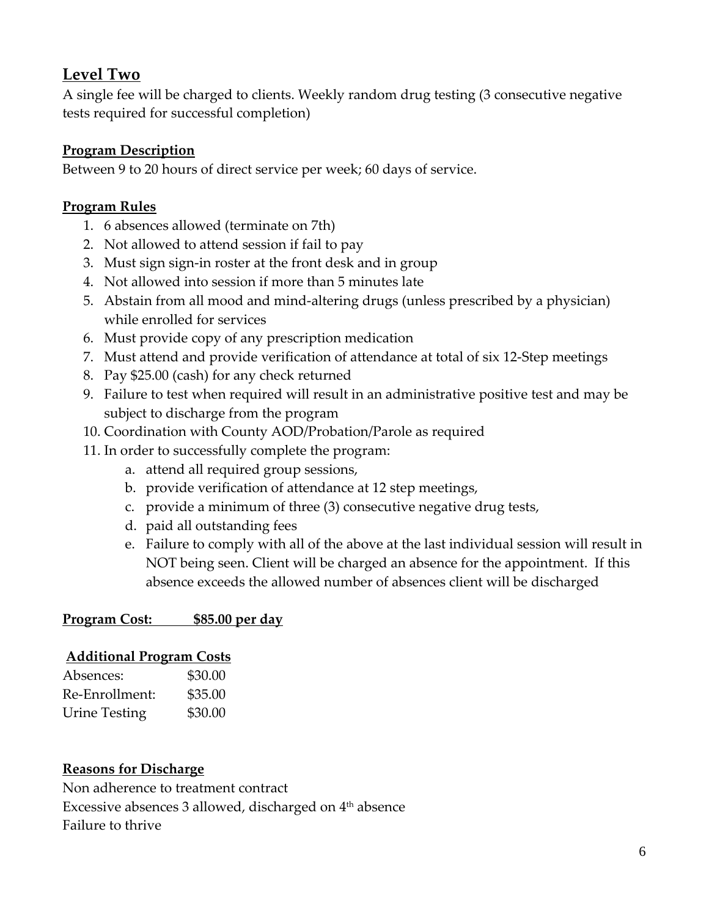## Level Two

A single fee will be charged to clients. Weekly random drug testing (3 consecutive negative tests required for successful completion)

### Program Description

Between 9 to 20 hours of direct service per week; 60 days of service.

### Program Rules

1. 6 absences allowed (terminate on 7th)
2. Not allowed to attend session if fail to pay
3. Must sign sign-in roster at the front desk and in group
4. Not allowed into session if more than 5 minutes late
5. Abstain from all mood and mind-altering drugs (unless prescribed by a physician) while enrolled for services
6. Must provide copy of any prescription medication
7. Must attend and provide verification of attendance at total of six 12-Step meetings
8. Pay $25.00 (cash) for any check returned
9. Failure to test when required will result in an administrative positive test and may be subject to discharge from the program
10. Coordination with County AOD/Probation/Parole as required
11. In order to successfully complete the program:
    a. attend all required group sessions,
    b. provide verification of attendance at 12 step meetings,
    c. provide a minimum of three (3) consecutive negative drug tests,
    d. paid all outstanding fees
    e. Failure to comply with all of the above at the last individual session will result in NOT being seen. Client will be charged an absence for the appointment. If this absence exceeds the allowed number of absences client will be discharged

**Program Cost: $85.00 per day**

### Additional Program Costs

| | |
|---|---|
| Absences: | $30.00 |
| Re-Enrollment: | $35.00 |
| Urine Testing | $30.00 |

### Reasons for Discharge

Non adherence to treatment contract

Excessive absences 3 allowed, discharged on 4th absence

Failure to thrive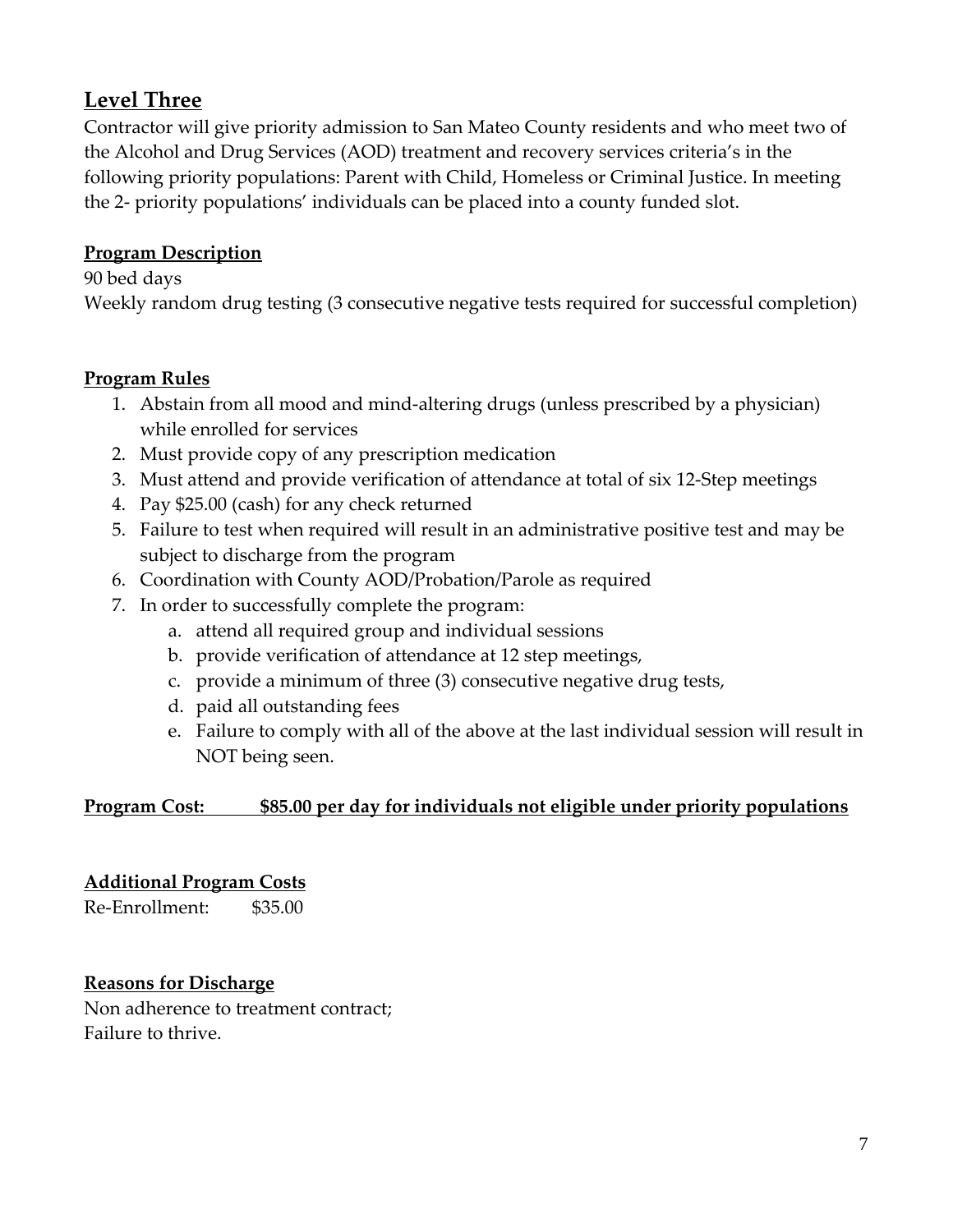## Level Three

Contractor will give priority admission to San Mateo County residents and who meet two of the Alcohol and Drug Services (AOD) treatment and recovery services criteria's in the following priority populations: Parent with Child, Homeless or Criminal Justice. In meeting the 2- priority populations' individuals can be placed into a county funded slot.

**Program Description**

90 bed days

Weekly random drug testing (3 consecutive negative tests required for successful completion)

**Program Rules**

1. Abstain from all mood and mind-altering drugs (unless prescribed by a physician) while enrolled for services
2. Must provide copy of any prescription medication
3. Must attend and provide verification of attendance at total of six 12-Step meetings
4. Pay $25.00 (cash) for any check returned
5. Failure to test when required will result in an administrative positive test and may be subject to discharge from the program
6. Coordination with County AOD/Probation/Parole as required
7. In order to successfully complete the program:
   a. attend all required group and individual sessions
   b. provide verification of attendance at 12 step meetings,
   c. provide a minimum of three (3) consecutive negative drug tests,
   d. paid all outstanding fees
   e. Failure to comply with all of the above at the last individual session will result in NOT being seen.

**Program Cost: $85.00 per day for individuals not eligible under priority populations**

**Additional Program Costs**

Re-Enrollment: $35.00

**Reasons for Discharge**

Non adherence to treatment contract;
Failure to thrive.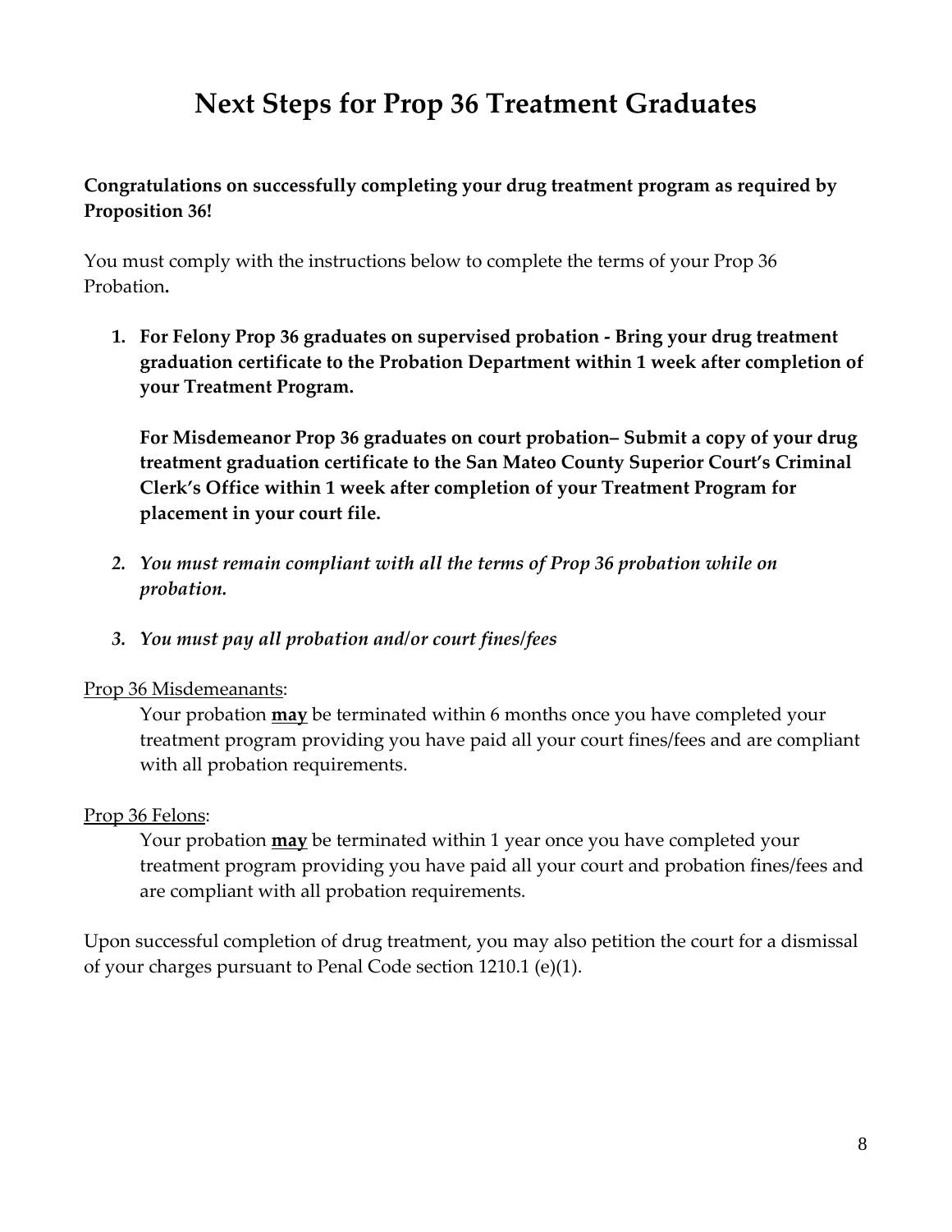# Next Steps for Prop 36 Treatment Graduates

**Congratulations on successfully completing your drug treatment program as required by Proposition 36!**

You must comply with the instructions below to complete the terms of your Prop 36 Probation**.**

1. **For Felony Prop 36 graduates on supervised probation - Bring your drug treatment graduation certificate to the Probation Department within 1 week after completion of your Treatment Program.**

   **For Misdemeanor Prop 36 graduates on court probation– Submit a copy of your drug treatment graduation certificate to the San Mateo County Superior Court's Criminal Clerk's Office within 1 week after completion of your Treatment Program for placement in your court file.**

2. *You must remain compliant with all the terms of Prop 36 probation while on probation.*

3. *You must pay all probation and/or court fines/fees*

<u>Prop 36 Misdemeanants</u>:

Your probation <u>**may**</u> be terminated within 6 months once you have completed your treatment program providing you have paid all your court fines/fees and are compliant with all probation requirements.

<u>Prop 36 Felons</u>:

Your probation <u>**may**</u> be terminated within 1 year once you have completed your treatment program providing you have paid all your court and probation fines/fees and are compliant with all probation requirements.

Upon successful completion of drug treatment, you may also petition the court for a dismissal of your charges pursuant to Penal Code section 1210.1 (e)(1).